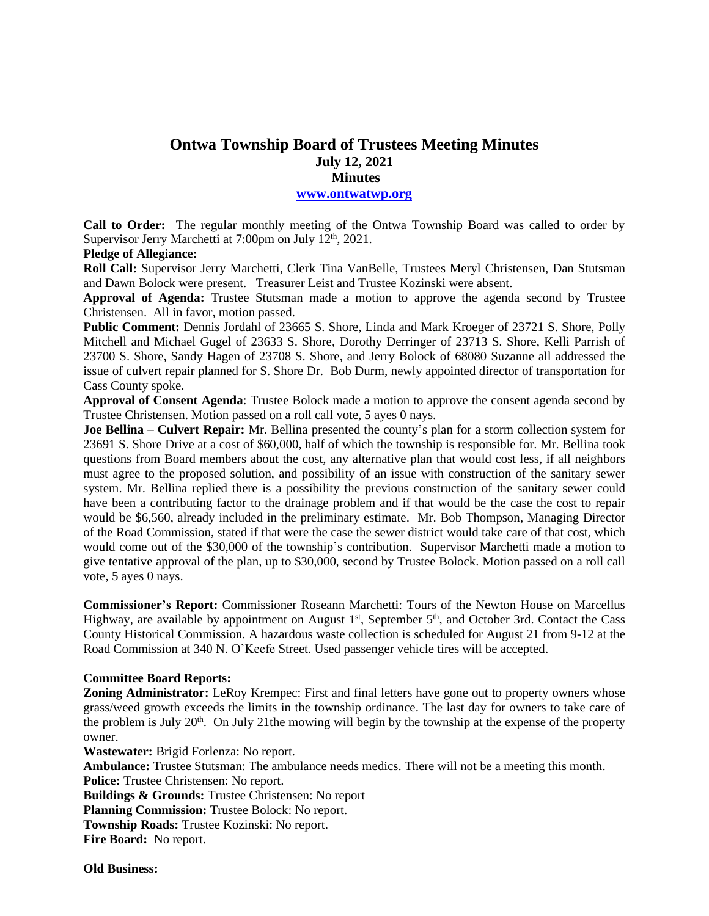# Ontwa Township Board of Trustees Meeting Minutes

**July 12, 2021**

**Minutes**

**www.ontwatwp.org**

**Call to Order:** The regular monthly meeting of the Ontwa Township Board was called to order by Supervisor Jerry Marchetti at 7:00pm on July 12th, 2021.

**Pledge of Allegiance:**

**Roll Call:** Supervisor Jerry Marchetti, Clerk Tina VanBelle, Trustees Meryl Christensen, Dan Stutsman and Dawn Bolock were present. Treasurer Leist and Trustee Kozinski were absent.

**Approval of Agenda:** Trustee Stutsman made a motion to approve the agenda second by Trustee Christensen. All in favor, motion passed.

**Public Comment:** Dennis Jordahl of 23665 S. Shore, Linda and Mark Kroeger of 23721 S. Shore, Polly Mitchell and Michael Gugel of 23633 S. Shore, Dorothy Derringer of 23713 S. Shore, Kelli Parrish of 23700 S. Shore, Sandy Hagen of 23708 S. Shore, and Jerry Bolock of 68080 Suzanne all addressed the issue of culvert repair planned for S. Shore Dr. Bob Durm, newly appointed director of transportation for Cass County spoke.

**Approval of Consent Agenda**: Trustee Bolock made a motion to approve the consent agenda second by Trustee Christensen. Motion passed on a roll call vote, 5 ayes 0 nays.

**Joe Bellina – Culvert Repair:** Mr. Bellina presented the county's plan for a storm collection system for 23691 S. Shore Drive at a cost of $60,000, half of which the township is responsible for. Mr. Bellina took questions from Board members about the cost, any alternative plan that would cost less, if all neighbors must agree to the proposed solution, and possibility of an issue with construction of the sanitary sewer system. Mr. Bellina replied there is a possibility the previous construction of the sanitary sewer could have been a contributing factor to the drainage problem and if that would be the case the cost to repair would be $6,560, already included in the preliminary estimate. Mr. Bob Thompson, Managing Director of the Road Commission, stated if that were the case the sewer district would take care of that cost, which would come out of the $30,000 of the township's contribution. Supervisor Marchetti made a motion to give tentative approval of the plan, up to $30,000, second by Trustee Bolock. Motion passed on a roll call vote, 5 ayes 0 nays.

**Commissioner's Report:** Commissioner Roseann Marchetti: Tours of the Newton House on Marcellus Highway, are available by appointment on August 1st, September 5th, and October 3rd. Contact the Cass County Historical Commission. A hazardous waste collection is scheduled for August 21 from 9-12 at the Road Commission at 340 N. O'Keefe Street. Used passenger vehicle tires will be accepted.

**Committee Board Reports:**

**Zoning Administrator:** LeRoy Krempec: First and final letters have gone out to property owners whose grass/weed growth exceeds the limits in the township ordinance. The last day for owners to take care of the problem is July 20th. On July 21the mowing will begin by the township at the expense of the property owner.

**Wastewater:** Brigid Forlenza: No report.

**Ambulance:** Trustee Stutsman: The ambulance needs medics. There will not be a meeting this month.

**Police:** Trustee Christensen: No report.

**Buildings & Grounds:** Trustee Christensen: No report

**Planning Commission:** Trustee Bolock: No report.

**Township Roads:** Trustee Kozinski: No report.

**Fire Board:** No report.

**Old Business:**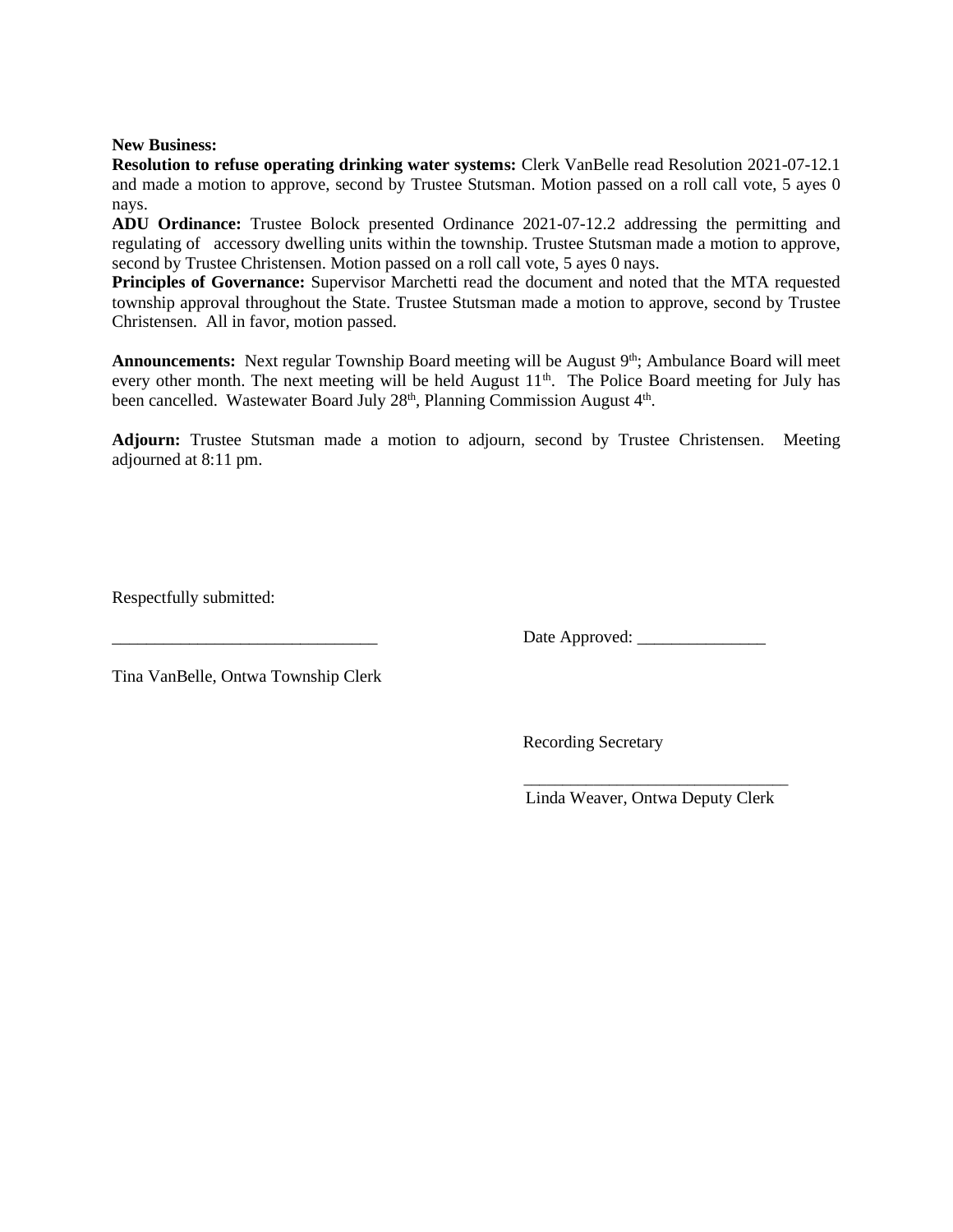**New Business:**

**Resolution to refuse operating drinking water systems:** Clerk VanBelle read Resolution 2021-07-12.1 and made a motion to approve, second by Trustee Stutsman. Motion passed on a roll call vote, 5 ayes 0 nays.

**ADU Ordinance:** Trustee Bolock presented Ordinance 2021-07-12.2 addressing the permitting and regulating of accessory dwelling units within the township. Trustee Stutsman made a motion to approve, second by Trustee Christensen. Motion passed on a roll call vote, 5 ayes 0 nays.

**Principles of Governance:** Supervisor Marchetti read the document and noted that the MTA requested township approval throughout the State. Trustee Stutsman made a motion to approve, second by Trustee Christensen. All in favor, motion passed.

**Announcements:** Next regular Township Board meeting will be August 9th; Ambulance Board will meet every other month. The next meeting will be held August 11th. The Police Board meeting for July has been cancelled. Wastewater Board July 28th, Planning Commission August 4th.

**Adjourn:** Trustee Stutsman made a motion to adjourn, second by Trustee Christensen. Meeting adjourned at 8:11 pm.

Respectfully submitted:

_______________________________ Date Approved: _______________

Tina VanBelle, Ontwa Township Clerk

Recording Secretary

_______________________________

Linda Weaver, Ontwa Deputy Clerk